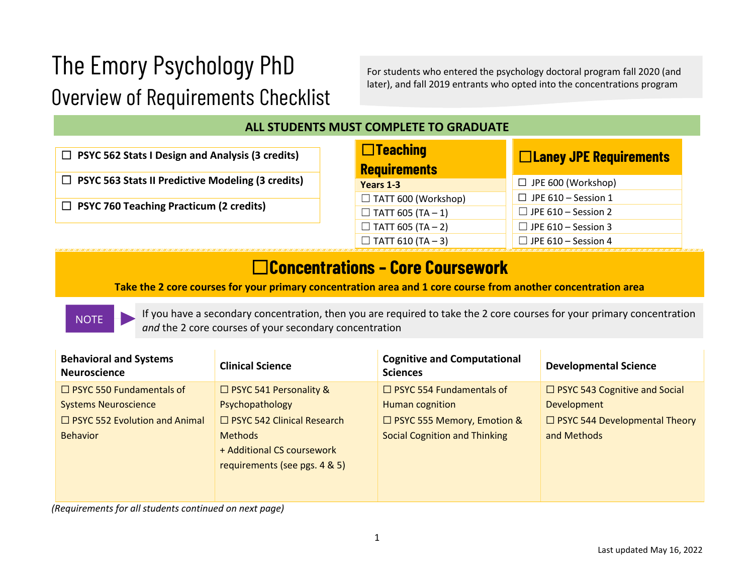# The Emory Psychology PhD

## Overview of Requirements Checklist

For students who entered the psychology doctoral program fall 2020 (and later), and fall 2019 entrants who opted into the concentrations program

## ALL STUDENTS MUST COMPLETE TO GRADUATE

- ☐ **PSYC 562 Stats I Design and Analysis (3 credits)**
- ☐ **PSYC 563 Stats II Predictive Modeling (3 credits)**
- ☐ **PSYC 760 Teaching Practicum (2 credits)**

### ☐ Teaching Requirements

**Years 1-3**

- ☐ TATT 600 (Workshop)
- ☐ TATT 605 (TA – 1)
- ☐ TATT 605 (TA – 2)
- ☐ TATT 610 (TA – 3)

### ☐ Laney JPE Requirements

- ☐ JPE 600 (Workshop)
- ☐ JPE 610 – Session 1
- ☐ JPE 610 – Session 2
- ☐ JPE 610 – Session 3
- ☐ JPE 610 – Session 4

## ☐ Concentrations – Core Coursework

**Take the 2 core courses for your primary concentration area and 1 core course from another concentration area**

NOTE ▶ If you have a secondary concentration, then you are required to take the 2 core courses for your primary concentration *and* the 2 core courses of your secondary concentration

| Behavioral and Systems Neuroscience | Clinical Science | Cognitive and Computational Sciences | Developmental Science |
|---|---|---|---|
| ☐ PSYC 550 Fundamentals of Systems Neuroscience<br>☐ PSYC 552 Evolution and Animal Behavior | ☐ PSYC 541 Personality & Psychopathology<br>☐ PSYC 542 Clinical Research Methods<br>+ Additional CS coursework requirements (see pgs. 4 & 5) | ☐ PSYC 554 Fundamentals of Human cognition<br>☐ PSYC 555 Memory, Emotion & Social Cognition and Thinking | ☐ PSYC 543 Cognitive and Social Development<br>☐ PSYC 544 Developmental Theory and Methods |

*(Requirements for all students continued on next page)*

Last updated May 16, 2022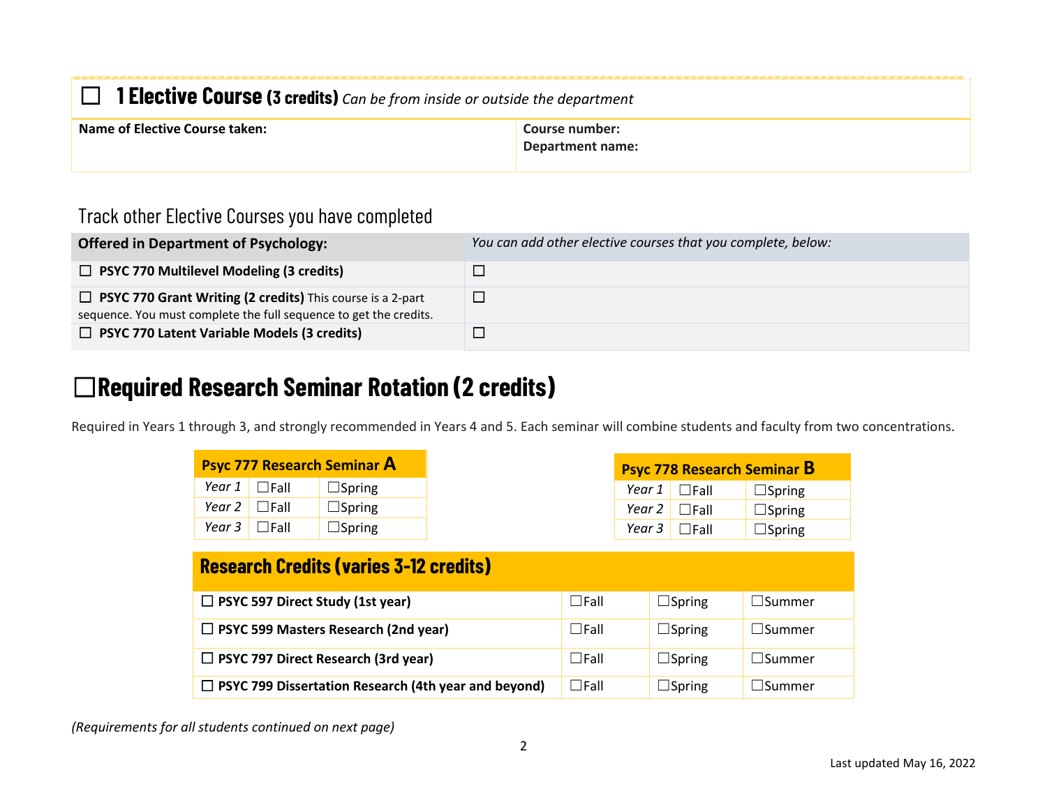## ☐ 1 Elective Course (3 credits) *Can be from inside or outside the department*

| **Name of Elective Course taken:** | **Course number:**<br>**Department name:** |
|---|---|

### Track other Elective Courses you have completed

| **Offered in Department of Psychology:** | *You can add other elective courses that you complete, below:* |
|---|---|
| ☐ **PSYC 770 Multilevel Modeling (3 credits)** | ☐ |
| ☐ **PSYC 770 Grant Writing (2 credits)** This course is a 2-part sequence. You must complete the full sequence to get the credits. | ☐ |
| ☐ **PSYC 770 Latent Variable Models (3 credits)** | ☐ |

## ☐Required Research Seminar Rotation (2 credits)

Required in Years 1 through 3, and strongly recommended in Years 4 and 5. Each seminar will combine students and faculty from two concentrations.

| **Psyc 777 Research Seminar A** | | |
|---|---|---|
| *Year 1* | ☐Fall | ☐Spring |
| *Year 2* | ☐Fall | ☐Spring |
| *Year 3* | ☐Fall | ☐Spring |

| **Psyc 778 Research Seminar B** | | |
|---|---|---|
| *Year 1* | ☐Fall | ☐Spring |
| *Year 2* | ☐Fall | ☐Spring |
| *Year 3* | ☐Fall | ☐Spring |

| **Research Credits (varies 3-12 credits)** | | | |
|---|---|---|---|
| ☐ **PSYC 597 Direct Study (1st year)** | ☐Fall | ☐Spring | ☐Summer |
| ☐ **PSYC 599 Masters Research (2nd year)** | ☐Fall | ☐Spring | ☐Summer |
| ☐ **PSYC 797 Direct Research (3rd year)** | ☐Fall | ☐Spring | ☐Summer |
| ☐ **PSYC 799 Dissertation Research (4th year and beyond)** | ☐Fall | ☐Spring | ☐Summer |

*(Requirements for all students continued on next page)*

Last updated May 16, 2022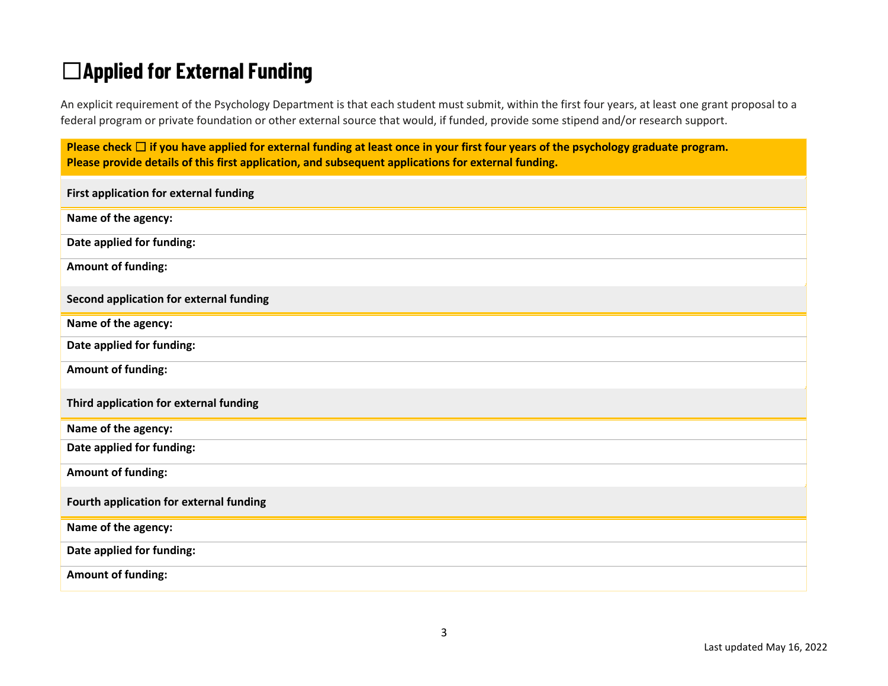# ☐Applied for External Funding

An explicit requirement of the Psychology Department is that each student must submit, within the first four years, at least one grant proposal to a federal program or private foundation or other external source that would, if funded, provide some stipend and/or research support.

| **Please check ☐ if you have applied for external funding at least once in your first four years of the psychology graduate program. Please provide details of this first application, and subsequent applications for external funding.** |
|---|
| **First application for external funding** |
| **Name of the agency:** |
| **Date applied for funding:** |
| **Amount of funding:** |
| **Second application for external funding** |
| **Name of the agency:** |
| **Date applied for funding:** |
| **Amount of funding:** |
| **Third application for external funding** |
| **Name of the agency:** |
| **Date applied for funding:** |
| **Amount of funding:** |
| **Fourth application for external funding** |
| **Name of the agency:** |
| **Date applied for funding:** |
| **Amount of funding:** |

Last updated May 16, 2022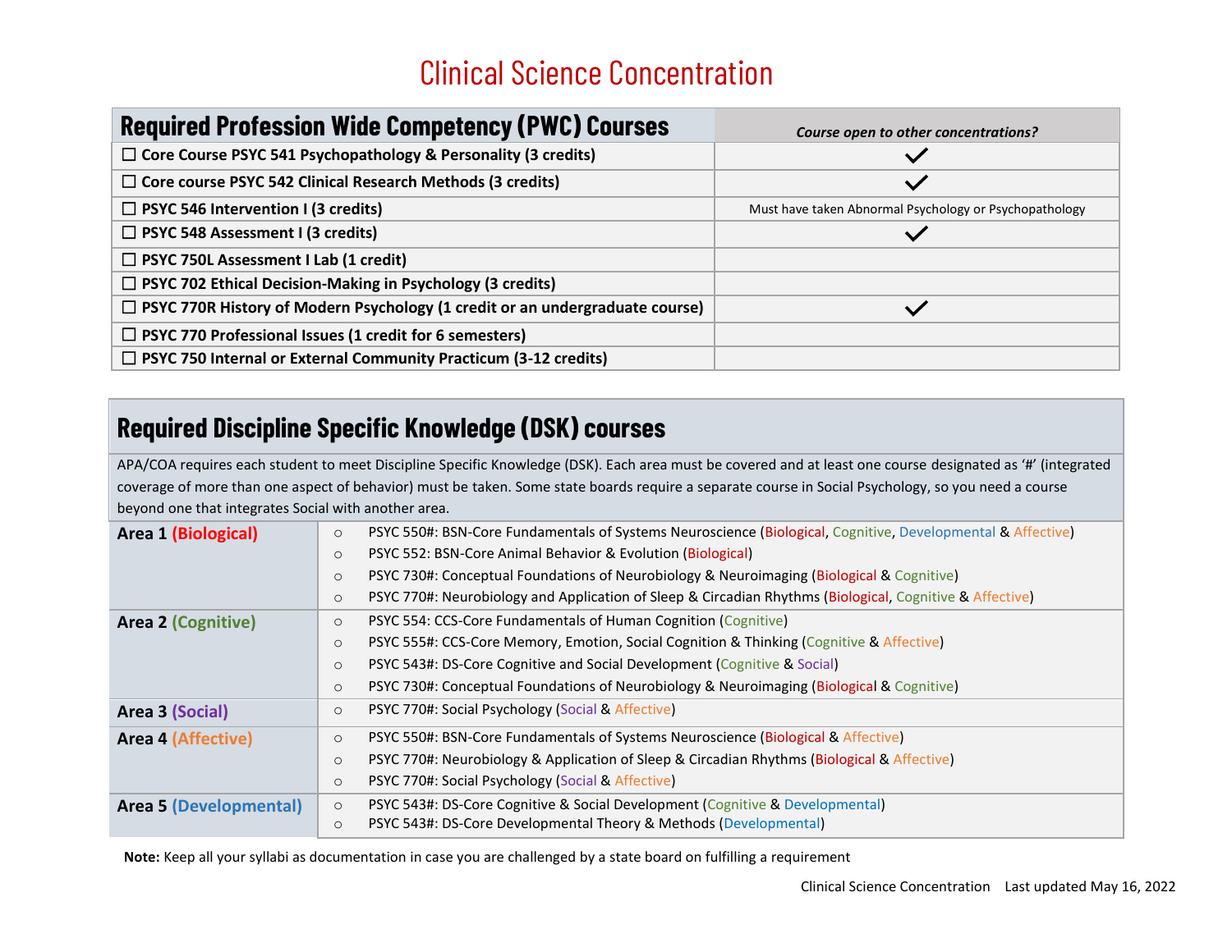# Clinical Science Concentration

| Required Profession Wide Competency (PWC) Courses | *Course open to other concentrations?* |
|---|---|
| ☐ Core Course PSYC 541 Psychopathology & Personality (3 credits) | ✓ |
| ☐ Core course PSYC 542 Clinical Research Methods (3 credits) | ✓ |
| ☐ PSYC 546 Intervention I (3 credits) | Must have taken Abnormal Psychology or Psychopathology |
| ☐ PSYC 548 Assessment I (3 credits) | ✓ |
| ☐ PSYC 750L Assessment I Lab (1 credit) | |
| ☐ PSYC 702 Ethical Decision-Making in Psychology (3 credits) | |
| ☐ PSYC 770R History of Modern Psychology (1 credit or an undergraduate course) | ✓ |
| ☐ PSYC 770 Professional Issues (1 credit for 6 semesters) | |
| ☐ PSYC 750 Internal or External Community Practicum (3-12 credits) | |

## Required Discipline Specific Knowledge (DSK) courses

APA/COA requires each student to meet Discipline Specific Knowledge (DSK). Each area must be covered and at least one course designated as '#' (integrated coverage of more than one aspect of behavior) must be taken. Some state boards require a separate course in Social Psychology, so you need a course beyond one that integrates Social with another area.

| Area | Courses |
|---|---|
| **Area 1 (Biological)** | ○ PSYC 550#: BSN-Core Fundamentals of Systems Neuroscience (Biological, Cognitive, Developmental & Affective)<br>○ PSYC 552: BSN-Core Animal Behavior & Evolution (Biological)<br>○ PSYC 730#: Conceptual Foundations of Neurobiology & Neuroimaging (Biological & Cognitive)<br>○ PSYC 770#: Neurobiology and Application of Sleep & Circadian Rhythms (Biological, Cognitive & Affective) |
| **Area 2 (Cognitive)** | ○ PSYC 554: CCS-Core Fundamentals of Human Cognition (Cognitive)<br>○ PSYC 555#: CCS-Core Memory, Emotion, Social Cognition & Thinking (Cognitive & Affective)<br>○ PSYC 543#: DS-Core Cognitive and Social Development (Cognitive & Social)<br>○ PSYC 730#: Conceptual Foundations of Neurobiology & Neuroimaging (Biological & Cognitive) |
| **Area 3 (Social)** | ○ PSYC 770#: Social Psychology (Social & Affective) |
| **Area 4 (Affective)** | ○ PSYC 550#: BSN-Core Fundamentals of Systems Neuroscience (Biological & Affective)<br>○ PSYC 770#: Neurobiology & Application of Sleep & Circadian Rhythms (Biological & Affective)<br>○ PSYC 770#: Social Psychology (Social & Affective) |
| **Area 5 (Developmental)** | ○ PSYC 543#: DS-Core Cognitive & Social Development (Cognitive & Developmental)<br>○ PSYC 543#: DS-Core Developmental Theory & Methods (Developmental) |

**Note:** Keep all your syllabi as documentation in case you are challenged by a state board on fulfilling a requirement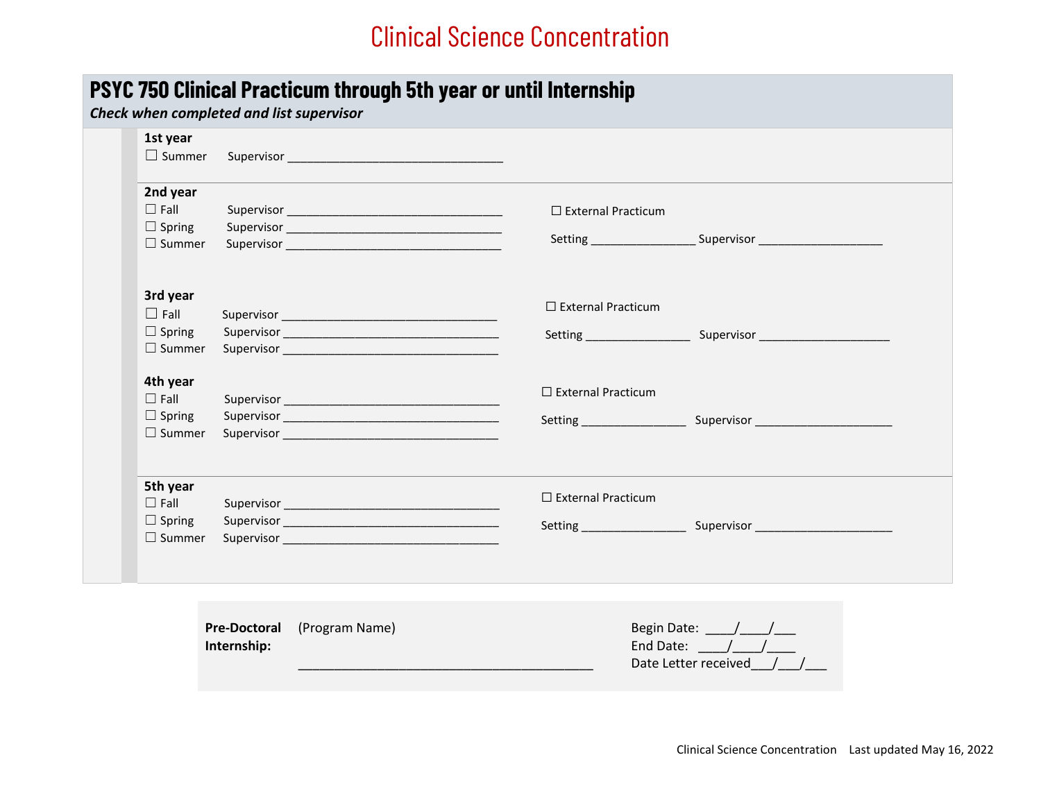# Clinical Science Concentration

## PSYC 750 Clinical Practicum through 5th year or until Internship

***Check when completed and list supervisor***

**1st year**

☐ Summer  Supervisor ________________________________

**2nd year**

☐ Fall  Supervisor ________________________________
☐ Spring  Supervisor ________________________________
☐ Summer  Supervisor ________________________________

☐ External Practicum

Setting ________________ Supervisor ___________________

**3rd year**

☐ Fall  Supervisor ________________________________
☐ Spring  Supervisor ________________________________
☐ Summer  Supervisor ________________________________

☐ External Practicum

Setting ________________ Supervisor ____________________

**4th year**

☐ Fall  Supervisor ________________________________
☐ Spring  Supervisor ________________________________
☐ Summer  Supervisor ________________________________

☐ External Practicum

Setting ________________ Supervisor _____________________

**5th year**

☐ Fall  Supervisor ________________________________
☐ Spring  Supervisor ________________________________
☐ Summer  Supervisor ________________________________

☐ External Practicum

Setting ________________ Supervisor _____________________

**Pre-Doctoral Internship:** (Program Name) ____________________________________________

Begin Date: ____/____/___
End Date: ____/____/____
Date Letter received___/___/___

Clinical Science Concentration Last updated May 16, 2022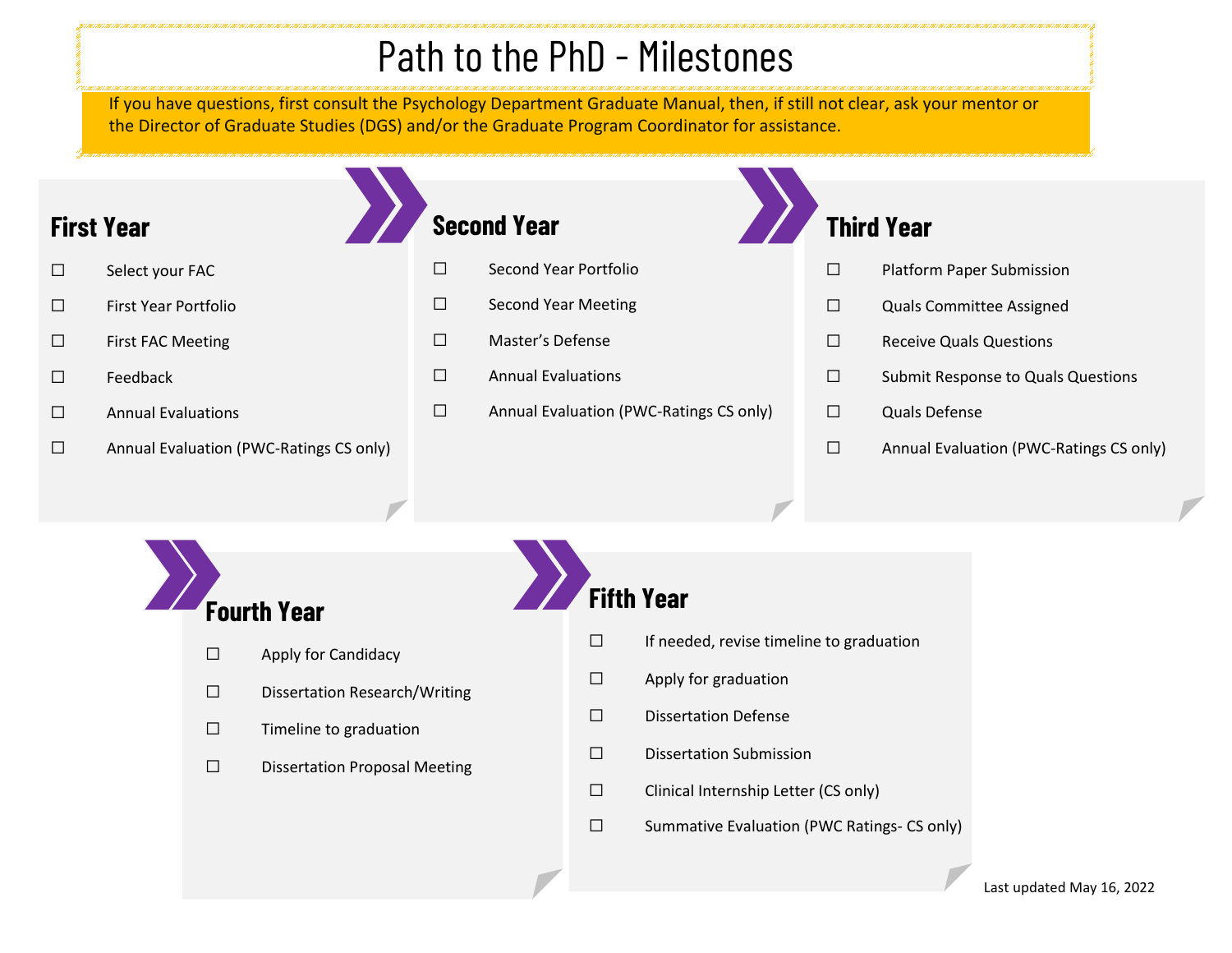# Path to the PhD - Milestones

If you have questions, first consult the Psychology Department Graduate Manual, then, if still not clear, ask your mentor or the Director of Graduate Studies (DGS) and/or the Graduate Program Coordinator for assistance.

## First Year

- ☐ Select your FAC
- ☐ First Year Portfolio
- ☐ First FAC Meeting
- ☐ Feedback
- ☐ Annual Evaluations
- ☐ Annual Evaluation (PWC-Ratings CS only)

## Second Year

- ☐ Second Year Portfolio
- ☐ Second Year Meeting
- ☐ Master's Defense
- ☐ Annual Evaluations
- ☐ Annual Evaluation (PWC-Ratings CS only)

## Third Year

- ☐ Platform Paper Submission
- ☐ Quals Committee Assigned
- ☐ Receive Quals Questions
- ☐ Submit Response to Quals Questions
- ☐ Quals Defense
- ☐ Annual Evaluation (PWC-Ratings CS only)

## Fourth Year

- ☐ Apply for Candidacy
- ☐ Dissertation Research/Writing
- ☐ Timeline to graduation
- ☐ Dissertation Proposal Meeting

## Fifth Year

- ☐ If needed, revise timeline to graduation
- ☐ Apply for graduation
- ☐ Dissertation Defense
- ☐ Dissertation Submission
- ☐ Clinical Internship Letter (CS only)
- ☐ Summative Evaluation (PWC Ratings- CS only)

Last updated May 16, 2022